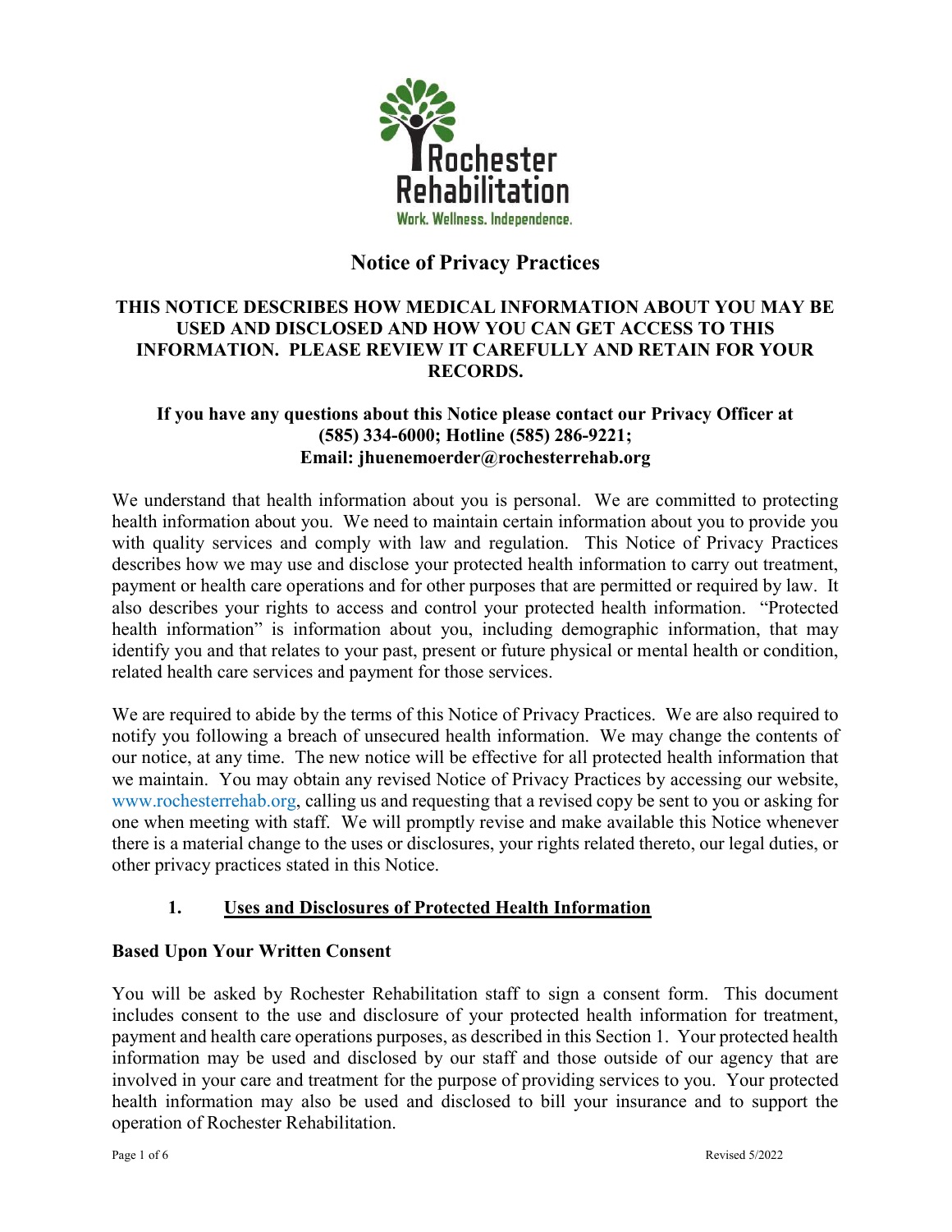# Notice of Privacy Practices

**THIS NOTICE DESCRIBES HOW MEDICAL INFORMATION ABOUT YOU MAY BE USED AND DISCLOSED AND HOW YOU CAN GET ACCESS TO THIS INFORMATION. PLEASE REVIEW IT CAREFULLY AND RETAIN FOR YOUR RECORDS.**

**If you have any questions about this Notice please contact our Privacy Officer at (585) 334-6000; Hotline (585) 286-9221; Email: jhuenemoerder@rochesterrehab.org**

We understand that health information about you is personal. We are committed to protecting health information about you. We need to maintain certain information about you to provide you with quality services and comply with law and regulation. This Notice of Privacy Practices describes how we may use and disclose your protected health information to carry out treatment, payment or health care operations and for other purposes that are permitted or required by law. It also describes your rights to access and control your protected health information. "Protected health information" is information about you, including demographic information, that may identify you and that relates to your past, present or future physical or mental health or condition, related health care services and payment for those services.

We are required to abide by the terms of this Notice of Privacy Practices. We are also required to notify you following a breach of unsecured health information. We may change the contents of our notice, at any time. The new notice will be effective for all protected health information that we maintain. You may obtain any revised Notice of Privacy Practices by accessing our website, www.rochesterrehab.org, calling us and requesting that a revised copy be sent to you or asking for one when meeting with staff. We will promptly revise and make available this Notice whenever there is a material change to the uses or disclosures, your rights related thereto, our legal duties, or other privacy practices stated in this Notice.

## 1. Uses and Disclosures of Protected Health Information

### Based Upon Your Written Consent

You will be asked by Rochester Rehabilitation staff to sign a consent form. This document includes consent to the use and disclosure of your protected health information for treatment, payment and health care operations purposes, as described in this Section 1. Your protected health information may be used and disclosed by our staff and those outside of our agency that are involved in your care and treatment for the purpose of providing services to you. Your protected health information may also be used and disclosed to bill your insurance and to support the operation of Rochester Rehabilitation.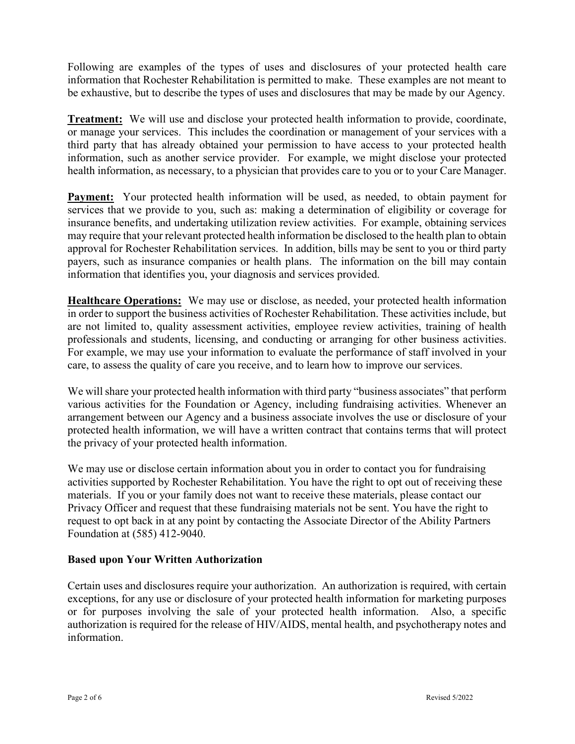Following are examples of the types of uses and disclosures of your protected health care information that Rochester Rehabilitation is permitted to make. These examples are not meant to be exhaustive, but to describe the types of uses and disclosures that may be made by our Agency.

**Treatment:** We will use and disclose your protected health information to provide, coordinate, or manage your services. This includes the coordination or management of your services with a third party that has already obtained your permission to have access to your protected health information, such as another service provider. For example, we might disclose your protected health information, as necessary, to a physician that provides care to you or to your Care Manager.

**Payment:** Your protected health information will be used, as needed, to obtain payment for services that we provide to you, such as: making a determination of eligibility or coverage for insurance benefits, and undertaking utilization review activities. For example, obtaining services may require that your relevant protected health information be disclosed to the health plan to obtain approval for Rochester Rehabilitation services. In addition, bills may be sent to you or third party payers, such as insurance companies or health plans. The information on the bill may contain information that identifies you, your diagnosis and services provided.

**Healthcare Operations:** We may use or disclose, as needed, your protected health information in order to support the business activities of Rochester Rehabilitation. These activities include, but are not limited to, quality assessment activities, employee review activities, training of health professionals and students, licensing, and conducting or arranging for other business activities. For example, we may use your information to evaluate the performance of staff involved in your care, to assess the quality of care you receive, and to learn how to improve our services.

We will share your protected health information with third party "business associates" that perform various activities for the Foundation or Agency, including fundraising activities. Whenever an arrangement between our Agency and a business associate involves the use or disclosure of your protected health information, we will have a written contract that contains terms that will protect the privacy of your protected health information.

We may use or disclose certain information about you in order to contact you for fundraising activities supported by Rochester Rehabilitation. You have the right to opt out of receiving these materials. If you or your family does not want to receive these materials, please contact our Privacy Officer and request that these fundraising materials not be sent. You have the right to request to opt back in at any point by contacting the Associate Director of the Ability Partners Foundation at (585) 412-9040.

### Based upon Your Written Authorization

Certain uses and disclosures require your authorization. An authorization is required, with certain exceptions, for any use or disclosure of your protected health information for marketing purposes or for purposes involving the sale of your protected health information. Also, a specific authorization is required for the release of HIV/AIDS, mental health, and psychotherapy notes and information.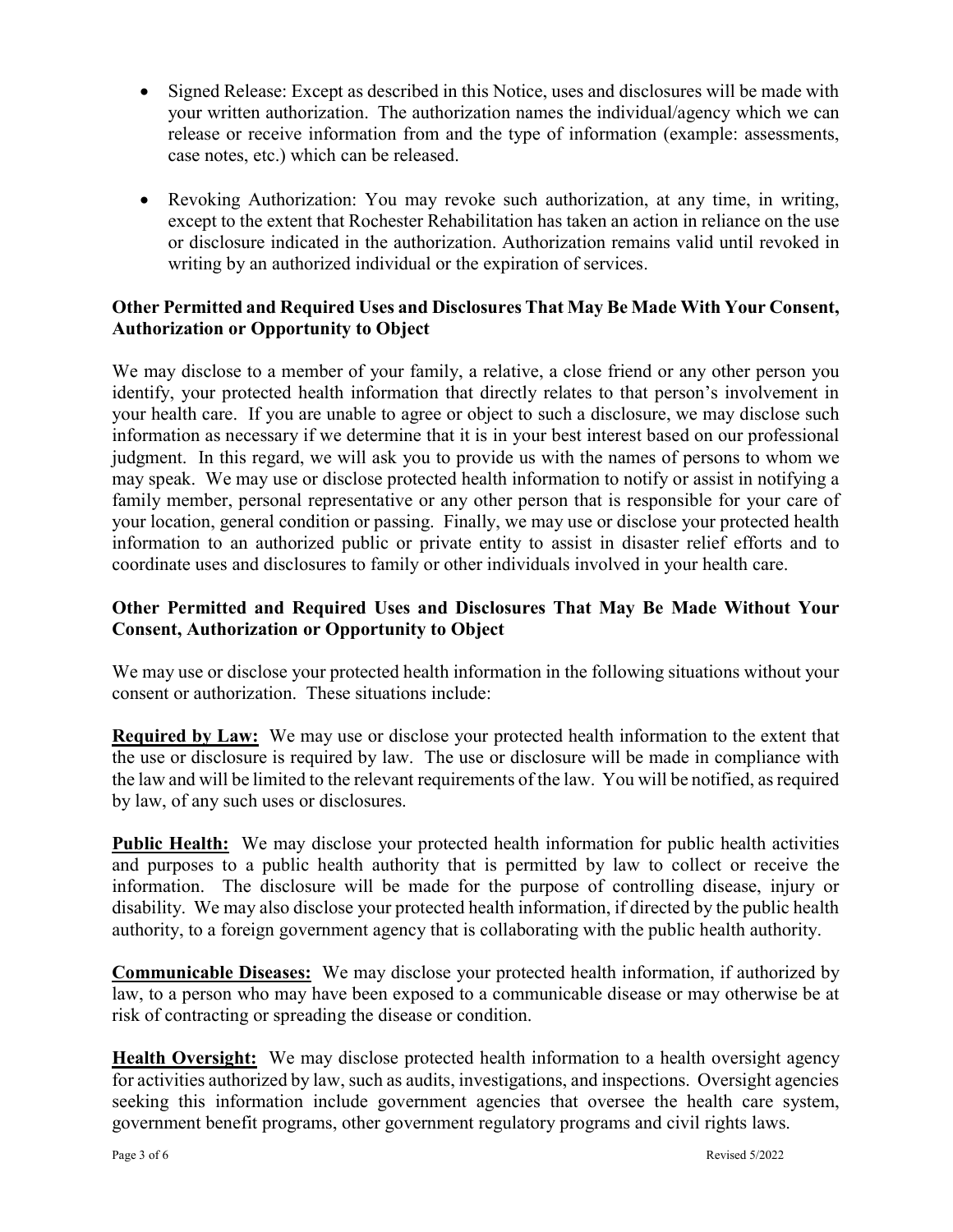- Signed Release: Except as described in this Notice, uses and disclosures will be made with your written authorization. The authorization names the individual/agency which we can release or receive information from and the type of information (example: assessments, case notes, etc.) which can be released.

- Revoking Authorization: You may revoke such authorization, at any time, in writing, except to the extent that Rochester Rehabilitation has taken an action in reliance on the use or disclosure indicated in the authorization. Authorization remains valid until revoked in writing by an authorized individual or the expiration of services.

**Other Permitted and Required Uses and Disclosures That May Be Made With Your Consent, Authorization or Opportunity to Object**

We may disclose to a member of your family, a relative, a close friend or any other person you identify, your protected health information that directly relates to that person's involvement in your health care. If you are unable to agree or object to such a disclosure, we may disclose such information as necessary if we determine that it is in your best interest based on our professional judgment. In this regard, we will ask you to provide us with the names of persons to whom we may speak. We may use or disclose protected health information to notify or assist in notifying a family member, personal representative or any other person that is responsible for your care of your location, general condition or passing. Finally, we may use or disclose your protected health information to an authorized public or private entity to assist in disaster relief efforts and to coordinate uses and disclosures to family or other individuals involved in your health care.

**Other Permitted and Required Uses and Disclosures That May Be Made Without Your Consent, Authorization or Opportunity to Object**

We may use or disclose your protected health information in the following situations without your consent or authorization. These situations include:

**Required by Law:** We may use or disclose your protected health information to the extent that the use or disclosure is required by law. The use or disclosure will be made in compliance with the law and will be limited to the relevant requirements of the law. You will be notified, as required by law, of any such uses or disclosures.

**Public Health:** We may disclose your protected health information for public health activities and purposes to a public health authority that is permitted by law to collect or receive the information. The disclosure will be made for the purpose of controlling disease, injury or disability. We may also disclose your protected health information, if directed by the public health authority, to a foreign government agency that is collaborating with the public health authority.

**Communicable Diseases:** We may disclose your protected health information, if authorized by law, to a person who may have been exposed to a communicable disease or may otherwise be at risk of contracting or spreading the disease or condition.

**Health Oversight:** We may disclose protected health information to a health oversight agency for activities authorized by law, such as audits, investigations, and inspections. Oversight agencies seeking this information include government agencies that oversee the health care system, government benefit programs, other government regulatory programs and civil rights laws.

Revised 5/2022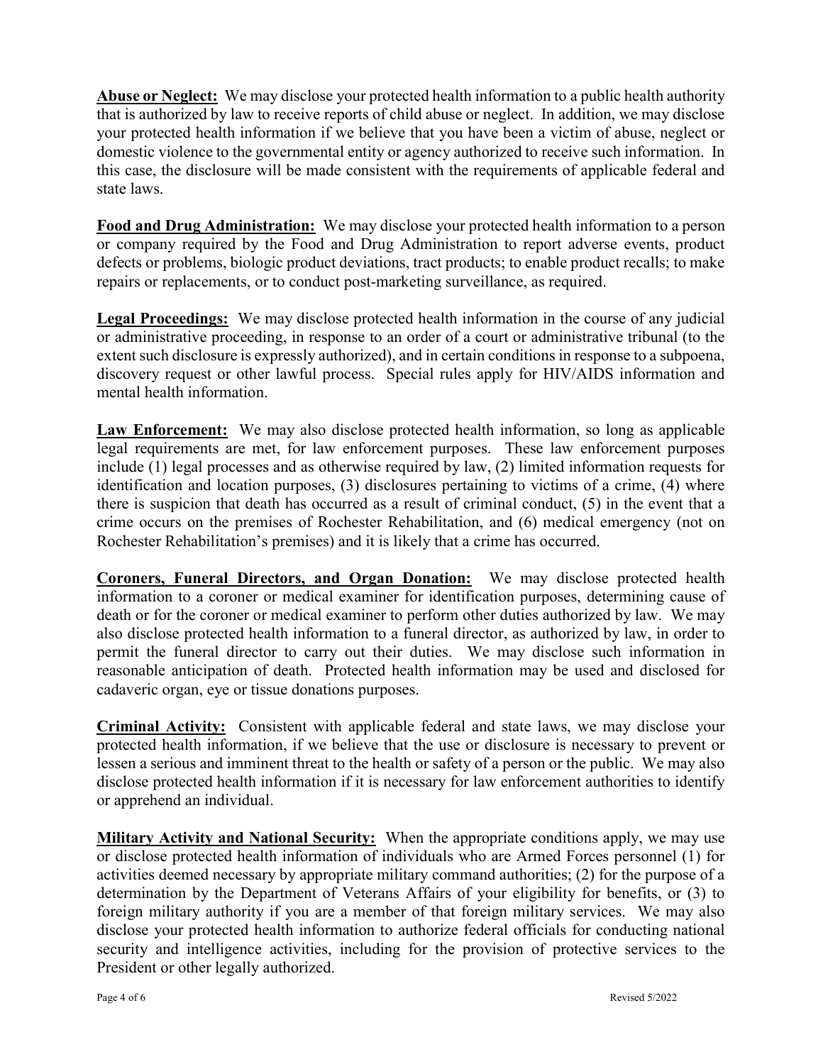**Abuse or Neglect:** We may disclose your protected health information to a public health authority that is authorized by law to receive reports of child abuse or neglect. In addition, we may disclose your protected health information if we believe that you have been a victim of abuse, neglect or domestic violence to the governmental entity or agency authorized to receive such information. In this case, the disclosure will be made consistent with the requirements of applicable federal and state laws.

**Food and Drug Administration:** We may disclose your protected health information to a person or company required by the Food and Drug Administration to report adverse events, product defects or problems, biologic product deviations, tract products; to enable product recalls; to make repairs or replacements, or to conduct post-marketing surveillance, as required.

**Legal Proceedings:** We may disclose protected health information in the course of any judicial or administrative proceeding, in response to an order of a court or administrative tribunal (to the extent such disclosure is expressly authorized), and in certain conditions in response to a subpoena, discovery request or other lawful process. Special rules apply for HIV/AIDS information and mental health information.

**Law Enforcement:** We may also disclose protected health information, so long as applicable legal requirements are met, for law enforcement purposes. These law enforcement purposes include (1) legal processes and as otherwise required by law, (2) limited information requests for identification and location purposes, (3) disclosures pertaining to victims of a crime, (4) where there is suspicion that death has occurred as a result of criminal conduct, (5) in the event that a crime occurs on the premises of Rochester Rehabilitation, and (6) medical emergency (not on Rochester Rehabilitation's premises) and it is likely that a crime has occurred.

**Coroners, Funeral Directors, and Organ Donation:** We may disclose protected health information to a coroner or medical examiner for identification purposes, determining cause of death or for the coroner or medical examiner to perform other duties authorized by law. We may also disclose protected health information to a funeral director, as authorized by law, in order to permit the funeral director to carry out their duties. We may disclose such information in reasonable anticipation of death. Protected health information may be used and disclosed for cadaveric organ, eye or tissue donations purposes.

**Criminal Activity:** Consistent with applicable federal and state laws, we may disclose your protected health information, if we believe that the use or disclosure is necessary to prevent or lessen a serious and imminent threat to the health or safety of a person or the public. We may also disclose protected health information if it is necessary for law enforcement authorities to identify or apprehend an individual.

**Military Activity and National Security:** When the appropriate conditions apply, we may use or disclose protected health information of individuals who are Armed Forces personnel (1) for activities deemed necessary by appropriate military command authorities; (2) for the purpose of a determination by the Department of Veterans Affairs of your eligibility for benefits, or (3) to foreign military authority if you are a member of that foreign military services. We may also disclose your protected health information to authorize federal officials for conducting national security and intelligence activities, including for the provision of protective services to the President or other legally authorized.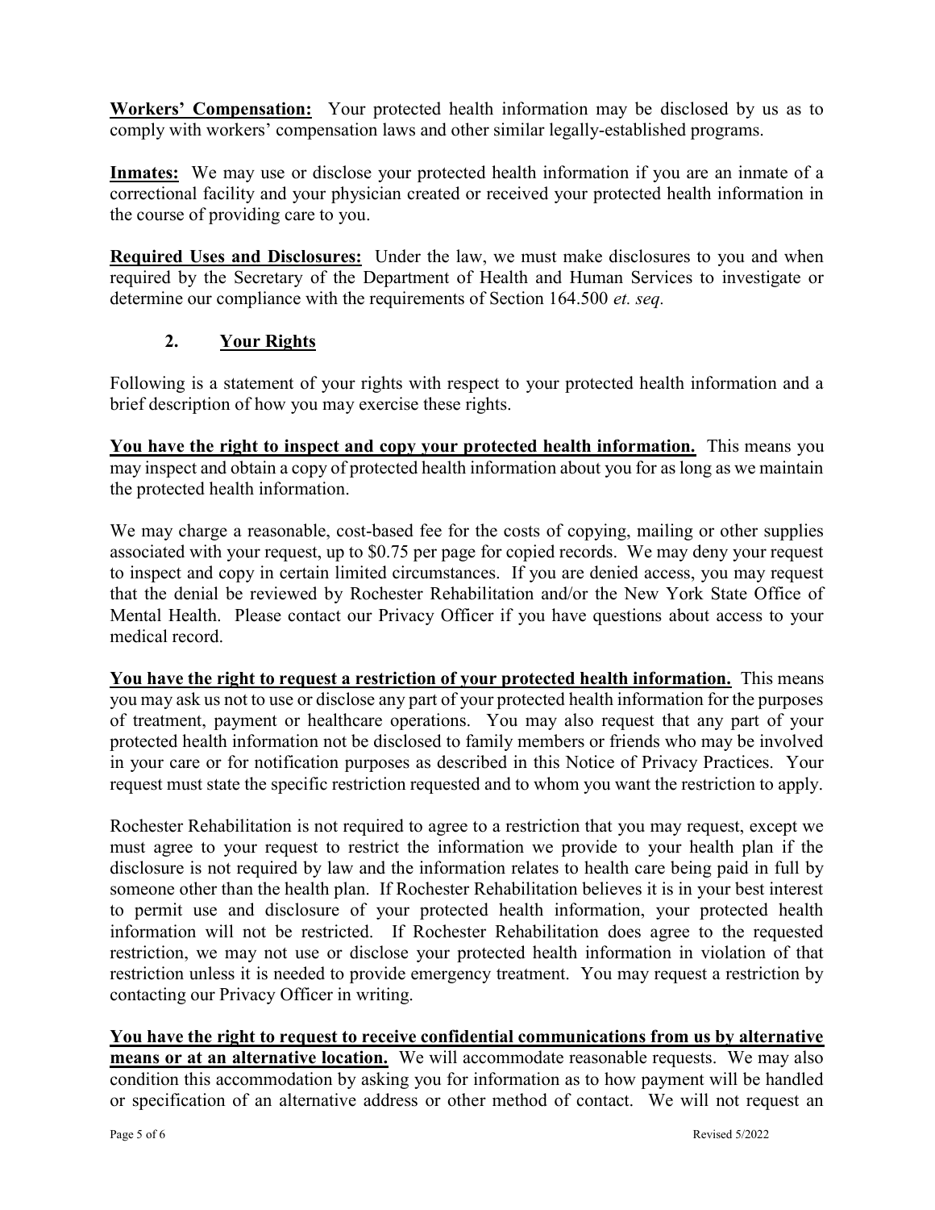**Workers' Compensation:** Your protected health information may be disclosed by us as to comply with workers' compensation laws and other similar legally-established programs.

**Inmates:** We may use or disclose your protected health information if you are an inmate of a correctional facility and your physician created or received your protected health information in the course of providing care to you.

**Required Uses and Disclosures:** Under the law, we must make disclosures to you and when required by the Secretary of the Department of Health and Human Services to investigate or determine our compliance with the requirements of Section 164.500 *et. seq.*

## 2. Your Rights

Following is a statement of your rights with respect to your protected health information and a brief description of how you may exercise these rights.

**You have the right to inspect and copy your protected health information.** This means you may inspect and obtain a copy of protected health information about you for as long as we maintain the protected health information.

We may charge a reasonable, cost-based fee for the costs of copying, mailing or other supplies associated with your request, up to $0.75 per page for copied records. We may deny your request to inspect and copy in certain limited circumstances. If you are denied access, you may request that the denial be reviewed by Rochester Rehabilitation and/or the New York State Office of Mental Health. Please contact our Privacy Officer if you have questions about access to your medical record.

**You have the right to request a restriction of your protected health information.** This means you may ask us not to use or disclose any part of your protected health information for the purposes of treatment, payment or healthcare operations. You may also request that any part of your protected health information not be disclosed to family members or friends who may be involved in your care or for notification purposes as described in this Notice of Privacy Practices. Your request must state the specific restriction requested and to whom you want the restriction to apply.

Rochester Rehabilitation is not required to agree to a restriction that you may request, except we must agree to your request to restrict the information we provide to your health plan if the disclosure is not required by law and the information relates to health care being paid in full by someone other than the health plan. If Rochester Rehabilitation believes it is in your best interest to permit use and disclosure of your protected health information, your protected health information will not be restricted. If Rochester Rehabilitation does agree to the requested restriction, we may not use or disclose your protected health information in violation of that restriction unless it is needed to provide emergency treatment. You may request a restriction by contacting our Privacy Officer in writing.

**You have the right to request to receive confidential communications from us by alternative means or at an alternative location.** We will accommodate reasonable requests. We may also condition this accommodation by asking you for information as to how payment will be handled or specification of an alternative address or other method of contact. We will not request an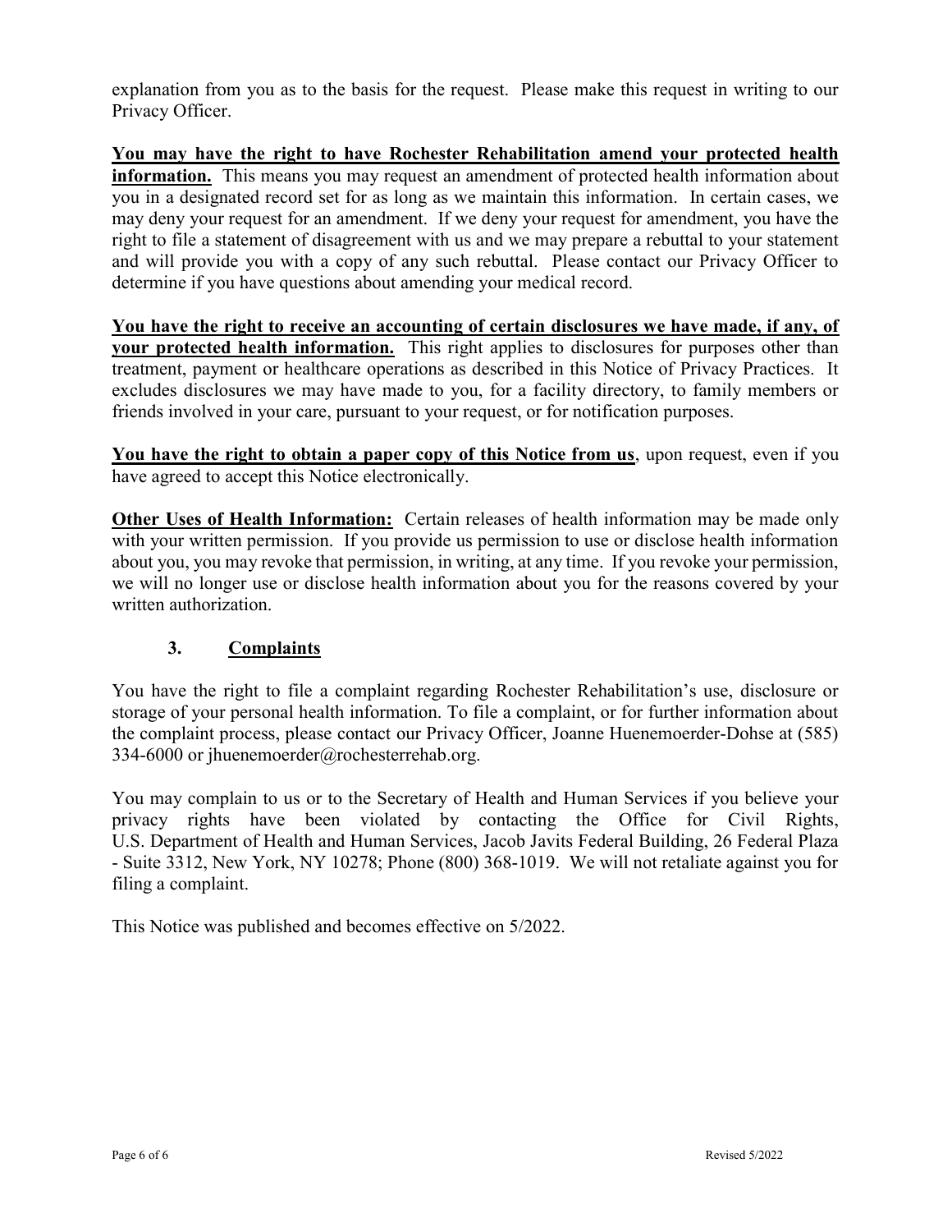explanation from you as to the basis for the request. Please make this request in writing to our Privacy Officer.

**You may have the right to have Rochester Rehabilitation amend your protected health information.** This means you may request an amendment of protected health information about you in a designated record set for as long as we maintain this information. In certain cases, we may deny your request for an amendment. If we deny your request for amendment, you have the right to file a statement of disagreement with us and we may prepare a rebuttal to your statement and will provide you with a copy of any such rebuttal. Please contact our Privacy Officer to determine if you have questions about amending your medical record.

**You have the right to receive an accounting of certain disclosures we have made, if any, of your protected health information.** This right applies to disclosures for purposes other than treatment, payment or healthcare operations as described in this Notice of Privacy Practices. It excludes disclosures we may have made to you, for a facility directory, to family members or friends involved in your care, pursuant to your request, or for notification purposes.

**You have the right to obtain a paper copy of this Notice from us**, upon request, even if you have agreed to accept this Notice electronically.

**Other Uses of Health Information:** Certain releases of health information may be made only with your written permission. If you provide us permission to use or disclose health information about you, you may revoke that permission, in writing, at any time. If you revoke your permission, we will no longer use or disclose health information about you for the reasons covered by your written authorization.

## 3. Complaints

You have the right to file a complaint regarding Rochester Rehabilitation's use, disclosure or storage of your personal health information. To file a complaint, or for further information about the complaint process, please contact our Privacy Officer, Joanne Huenemoerder-Dohse at (585) 334-6000 or jhuenemoerder@rochesterrehab.org.

You may complain to us or to the Secretary of Health and Human Services if you believe your privacy rights have been violated by contacting the Office for Civil Rights, U.S. Department of Health and Human Services, Jacob Javits Federal Building, 26 Federal Plaza - Suite 3312, New York, NY 10278; Phone (800) 368-1019. We will not retaliate against you for filing a complaint.

This Notice was published and becomes effective on 5/2022.